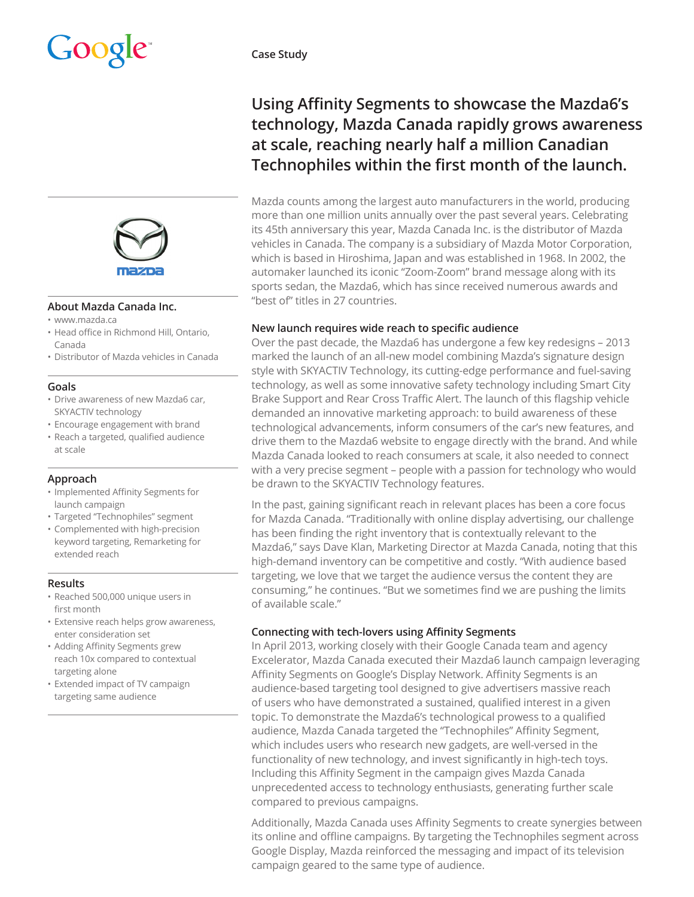Google

Case Study

# Using Affinity Segments to showcase the Mazda6's technology, Mazda Canada rapidly grows awareness at scale, reaching nearly half a million Canadian Technophiles within the first month of the launch.

Mazda counts among the largest auto manufacturers in the world, producing more than one million units annually over the past several years. Celebrating its 45th anniversary this year, Mazda Canada Inc. is the distributor of Mazda vehicles in Canada. The company is a subsidiary of Mazda Motor Corporation, which is based in Hiroshima, Japan and was established in 1968. In 2002, the automaker launched its iconic "Zoom-Zoom" brand message along with its sports sedan, the Mazda6, which has since received numerous awards and "best of" titles in 27 countries.

### About Mazda Canada Inc.

- www.mazda.ca
- Head office in Richmond Hill, Ontario, Canada
- Distributor of Mazda vehicles in Canada

### Goals

- Drive awareness of new Mazda6 car, SKYACTIV technology
- Encourage engagement with brand
- Reach a targeted, qualified audience at scale

### Approach

- Implemented Affinity Segments for launch campaign
- Targeted "Technophiles" segment
- Complemented with high-precision keyword targeting, Remarketing for extended reach

### Results

- Reached 500,000 unique users in first month
- Extensive reach helps grow awareness, enter consideration set
- Adding Affinity Segments grew reach 10x compared to contextual targeting alone
- Extended impact of TV campaign targeting same audience

### New launch requires wide reach to specific audience

Over the past decade, the Mazda6 has undergone a few key redesigns – 2013 marked the launch of an all-new model combining Mazda's signature design style with SKYACTIV Technology, its cutting-edge performance and fuel-saving technology, as well as some innovative safety technology including Smart City Brake Support and Rear Cross Traffic Alert. The launch of this flagship vehicle demanded an innovative marketing approach: to build awareness of these technological advancements, inform consumers of the car's new features, and drive them to the Mazda6 website to engage directly with the brand. And while Mazda Canada looked to reach consumers at scale, it also needed to connect with a very precise segment – people with a passion for technology who would be drawn to the SKYACTIV Technology features.

In the past, gaining significant reach in relevant places has been a core focus for Mazda Canada. "Traditionally with online display advertising, our challenge has been finding the right inventory that is contextually relevant to the Mazda6," says Dave Klan, Marketing Director at Mazda Canada, noting that this high-demand inventory can be competitive and costly. "With audience based targeting, we love that we target the audience versus the content they are consuming," he continues. "But we sometimes find we are pushing the limits of available scale."

### Connecting with tech-lovers using Affinity Segments

In April 2013, working closely with their Google Canada team and agency Excelerator, Mazda Canada executed their Mazda6 launch campaign leveraging Affinity Segments on Google's Display Network. Affinity Segments is an audience-based targeting tool designed to give advertisers massive reach of users who have demonstrated a sustained, qualified interest in a given topic. To demonstrate the Mazda6's technological prowess to a qualified audience, Mazda Canada targeted the "Technophiles" Affinity Segment, which includes users who research new gadgets, are well-versed in the functionality of new technology, and invest significantly in high-tech toys. Including this Affinity Segment in the campaign gives Mazda Canada unprecedented access to technology enthusiasts, generating further scale compared to previous campaigns.

Additionally, Mazda Canada uses Affinity Segments to create synergies between its online and offline campaigns. By targeting the Technophiles segment across Google Display, Mazda reinforced the messaging and impact of its television campaign geared to the same type of audience.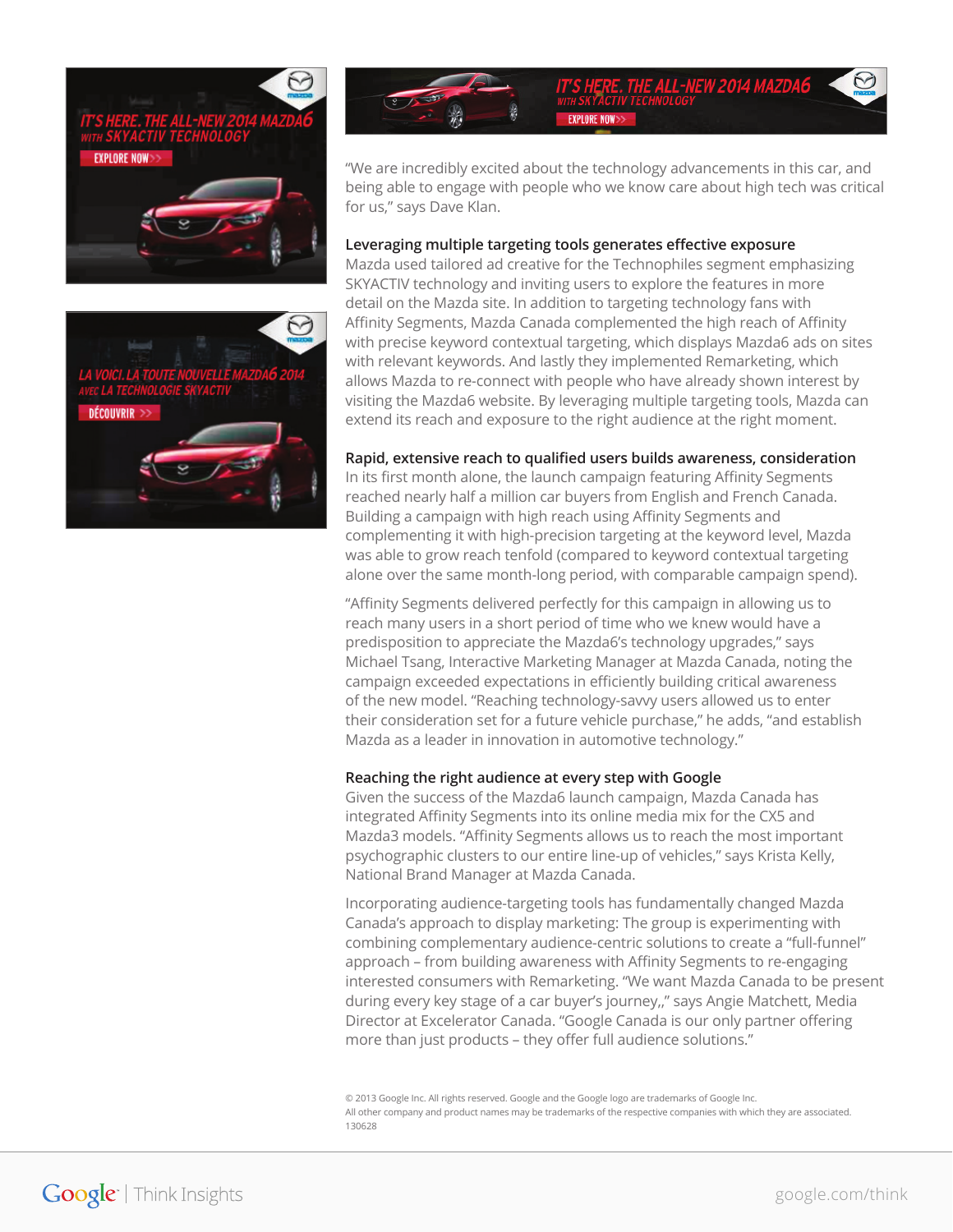"We are incredibly excited about the technology advancements in this car, and being able to engage with people who we know care about high tech was critical for us," says Dave Klan.

**Leveraging multiple targeting tools generates effective exposure**

Mazda used tailored ad creative for the Technophiles segment emphasizing SKYACTIV technology and inviting users to explore the features in more detail on the Mazda site. In addition to targeting technology fans with Affinity Segments, Mazda Canada complemented the high reach of Affinity with precise keyword contextual targeting, which displays Mazda6 ads on sites with relevant keywords. And lastly they implemented Remarketing, which allows Mazda to re-connect with people who have already shown interest by visiting the Mazda6 website. By leveraging multiple targeting tools, Mazda can extend its reach and exposure to the right audience at the right moment.

**Rapid, extensive reach to qualified users builds awareness, consideration**

In its first month alone, the launch campaign featuring Affinity Segments reached nearly half a million car buyers from English and French Canada. Building a campaign with high reach using Affinity Segments and complementing it with high-precision targeting at the keyword level, Mazda was able to grow reach tenfold (compared to keyword contextual targeting alone over the same month-long period, with comparable campaign spend).

"Affinity Segments delivered perfectly for this campaign in allowing us to reach many users in a short period of time who we knew would have a predisposition to appreciate the Mazda6's technology upgrades," says Michael Tsang, Interactive Marketing Manager at Mazda Canada, noting the campaign exceeded expectations in efficiently building critical awareness of the new model. "Reaching technology-savvy users allowed us to enter their consideration set for a future vehicle purchase," he adds, "and establish Mazda as a leader in innovation in automotive technology."

**Reaching the right audience at every step with Google**

Given the success of the Mazda6 launch campaign, Mazda Canada has integrated Affinity Segments into its online media mix for the CX5 and Mazda3 models. "Affinity Segments allows us to reach the most important psychographic clusters to our entire line-up of vehicles," says Krista Kelly, National Brand Manager at Mazda Canada.

Incorporating audience-targeting tools has fundamentally changed Mazda Canada's approach to display marketing: The group is experimenting with combining complementary audience-centric solutions to create a "full-funnel" approach – from building awareness with Affinity Segments to re-engaging interested consumers with Remarketing. "We want Mazda Canada to be present during every key stage of a car buyer's journey,," says Angie Matchett, Media Director at Excelerator Canada. "Google Canada is our only partner offering more than just products – they offer full audience solutions."

© 2013 Google Inc. All rights reserved. Google and the Google logo are trademarks of Google Inc.
All other company and product names may be trademarks of the respective companies with which they are associated.
130628